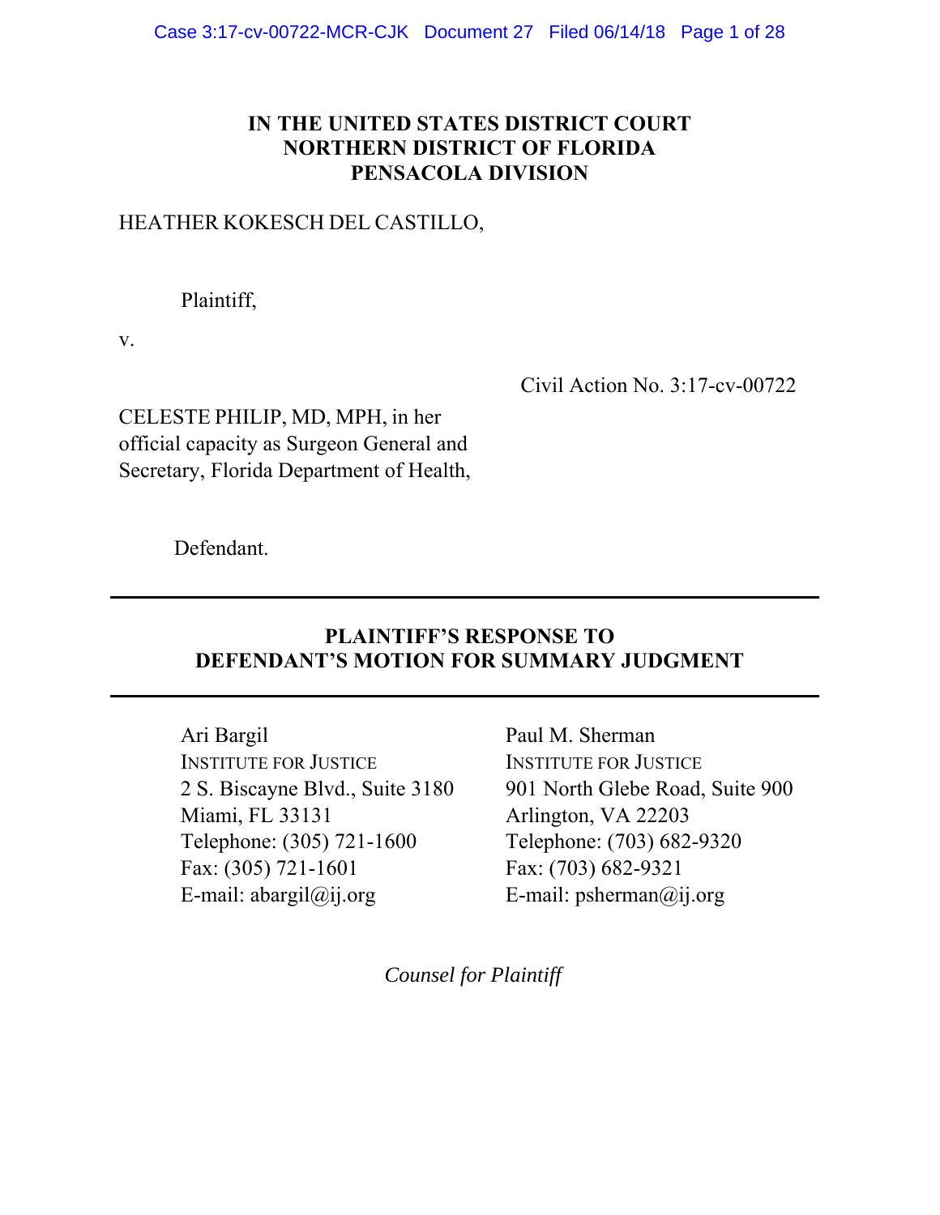**IN THE UNITED STATES DISTRICT COURT**
**NORTHERN DISTRICT OF FLORIDA**
**PENSACOLA DIVISION**

HEATHER KOKESCH DEL CASTILLO,

Plaintiff,

v.

Civil Action No. 3:17-cv-00722

CELESTE PHILIP, MD, MPH, in her official capacity as Surgeon General and Secretary, Florida Department of Health,

Defendant.

---

**PLAINTIFF'S RESPONSE TO DEFENDANT'S MOTION FOR SUMMARY JUDGMENT**

---

Ari Bargil
INSTITUTE FOR JUSTICE
2 S. Biscayne Blvd., Suite 3180
Miami, FL 33131
Telephone: (305) 721-1600
Fax: (305) 721-1601
E-mail: abargil@ij.org

Paul M. Sherman
INSTITUTE FOR JUSTICE
901 North Glebe Road, Suite 900
Arlington, VA 22203
Telephone: (703) 682-9320
Fax: (703) 682-9321
E-mail: psherman@ij.org

*Counsel for Plaintiff*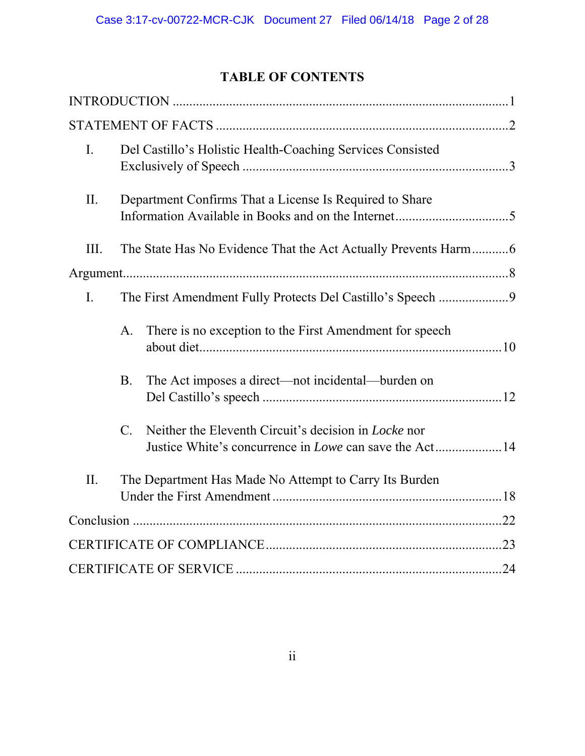# TABLE OF CONTENTS

INTRODUCTION .......... 1

STATEMENT OF FACTS .......... 2

I. Del Castillo's Holistic Health-Coaching Services Consisted Exclusively of Speech .......... 3

II. Department Confirms That a License Is Required to Share Information Available in Books and on the Internet .......... 5

III. The State Has No Evidence That the Act Actually Prevents Harm .......... 6

Argument .......... 8

I. The First Amendment Fully Protects Del Castillo's Speech .......... 9

  A. There is no exception to the First Amendment for speech about diet .......... 10

  B. The Act imposes a direct—not incidental—burden on Del Castillo's speech .......... 12

  C. Neither the Eleventh Circuit's decision in *Locke* nor Justice White's concurrence in *Lowe* can save the Act .......... 14

II. The Department Has Made No Attempt to Carry Its Burden Under the First Amendment .......... 18

Conclusion .......... 22

CERTIFICATE OF COMPLIANCE .......... 23

CERTIFICATE OF SERVICE .......... 24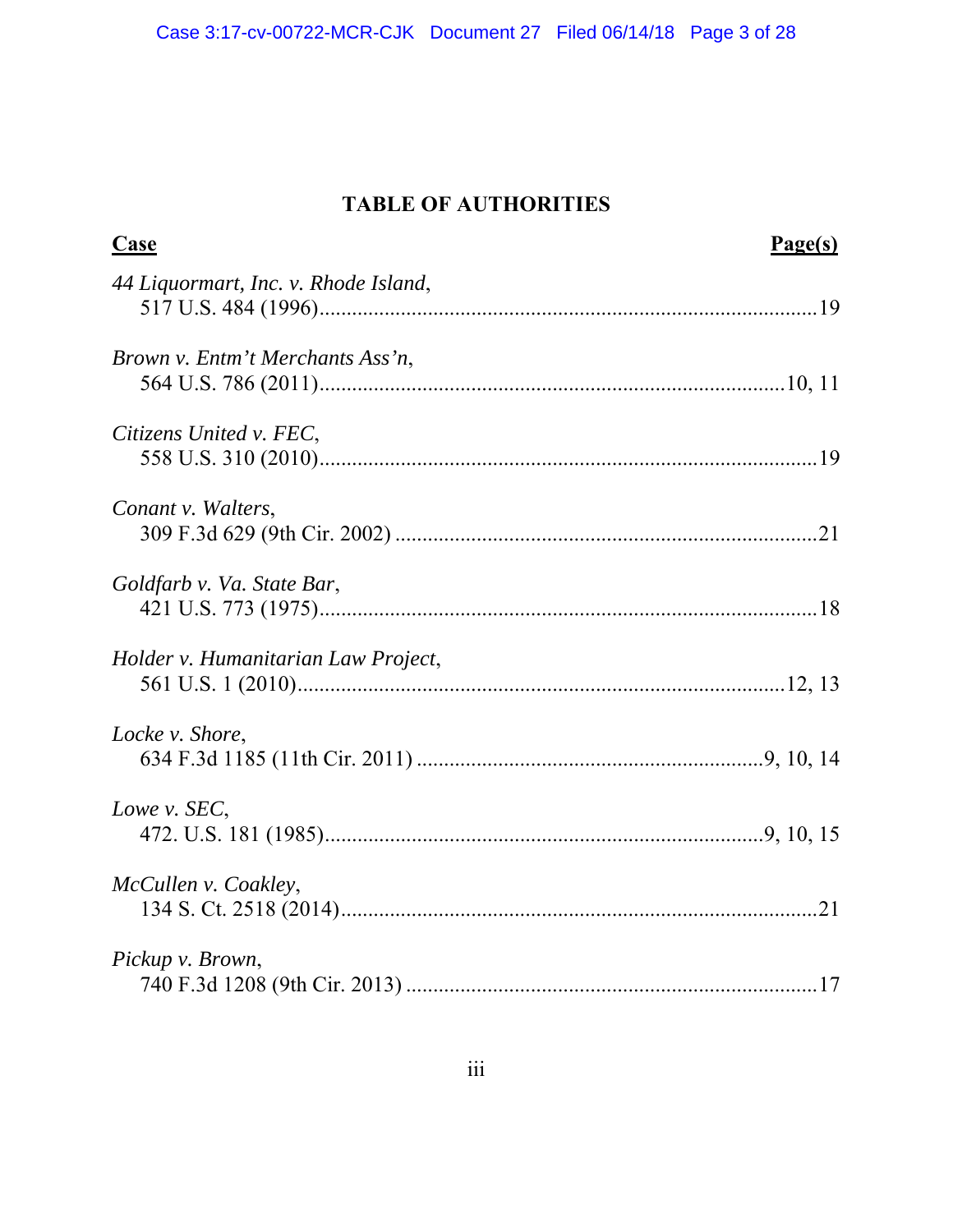## TABLE OF AUTHORITIES

| **Case** | **Page(s)** |
|---|---|
| *44 Liquormart, Inc. v. Rhode Island*, 517 U.S. 484 (1996) | 19 |
| *Brown v. Entm't Merchants Ass'n*, 564 U.S. 786 (2011) | 10, 11 |
| *Citizens United v. FEC*, 558 U.S. 310 (2010) | 19 |
| *Conant v. Walters*, 309 F.3d 629 (9th Cir. 2002) | 21 |
| *Goldfarb v. Va. State Bar*, 421 U.S. 773 (1975) | 18 |
| *Holder v. Humanitarian Law Project*, 561 U.S. 1 (2010) | 12, 13 |
| *Locke v. Shore*, 634 F.3d 1185 (11th Cir. 2011) | 9, 10, 14 |
| *Lowe v. SEC*, 472. U.S. 181 (1985) | 9, 10, 15 |
| *McCullen v. Coakley*, 134 S. Ct. 2518 (2014) | 21 |
| *Pickup v. Brown*, 740 F.3d 1208 (9th Cir. 2013) | 17 |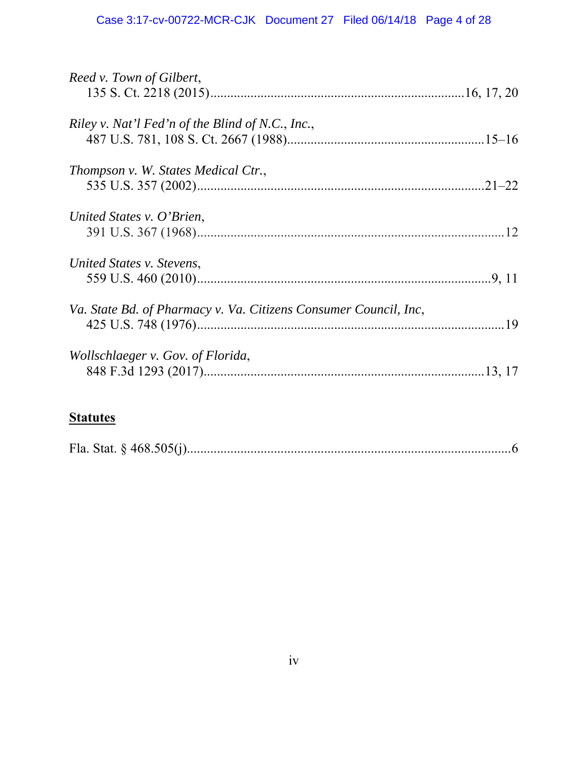*Reed v. Town of Gilbert*,
135 S. Ct. 2218 (2015)..........................................................................16, 17, 20

*Riley v. Nat'l Fed'n of the Blind of N.C., Inc.*,
487 U.S. 781, 108 S. Ct. 2667 (1988)..........................................................15–16

*Thompson v. W. States Medical Ctr.*,
535 U.S. 357 (2002).....................................................................................21–22

*United States v. O'Brien*,
391 U.S. 367 (1968)...........................................................................................12

*United States v. Stevens*,
559 U.S. 460 (2010)........................................................................................9, 11

*Va. State Bd. of Pharmacy v. Va. Citizens Consumer Council, Inc*,
425 U.S. 748 (1976)...........................................................................................19

*Wollschlaeger v. Gov. of Florida*,
848 F.3d 1293 (2017)...................................................................................13, 17

**Statutes**

Fla. Stat. § 468.505(j)..................................................................................................6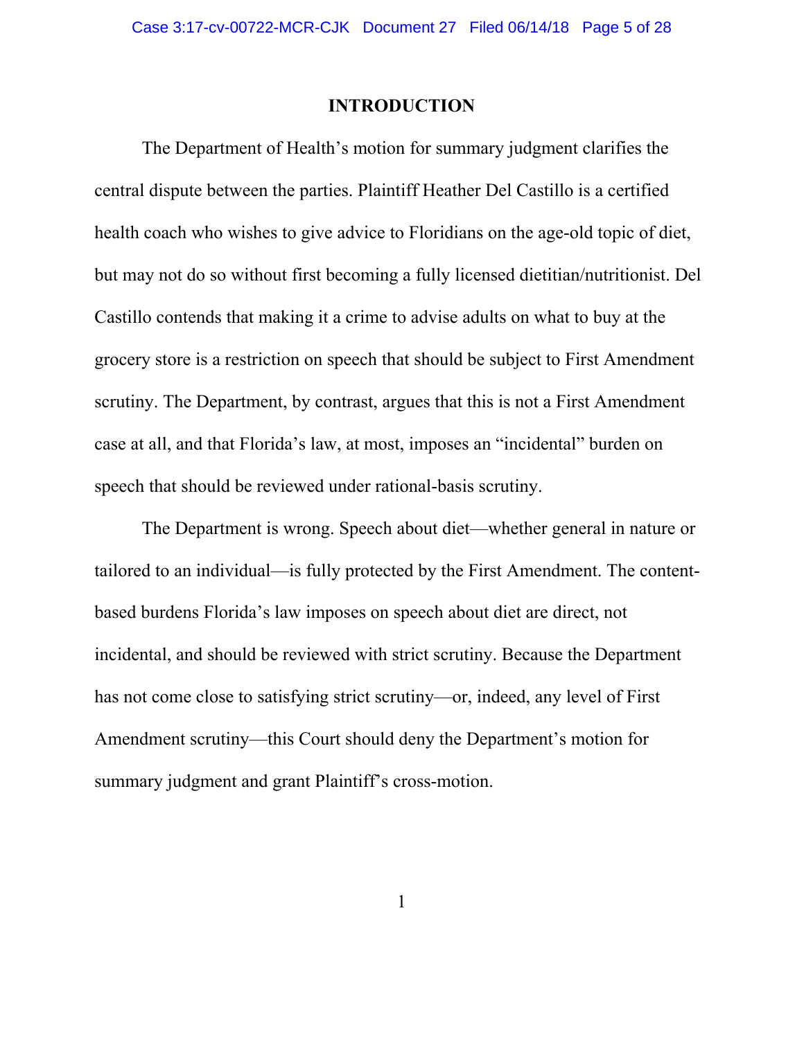## INTRODUCTION

The Department of Health's motion for summary judgment clarifies the central dispute between the parties. Plaintiff Heather Del Castillo is a certified health coach who wishes to give advice to Floridians on the age-old topic of diet, but may not do so without first becoming a fully licensed dietitian/nutritionist. Del Castillo contends that making it a crime to advise adults on what to buy at the grocery store is a restriction on speech that should be subject to First Amendment scrutiny. The Department, by contrast, argues that this is not a First Amendment case at all, and that Florida's law, at most, imposes an "incidental" burden on speech that should be reviewed under rational-basis scrutiny.

The Department is wrong. Speech about diet—whether general in nature or tailored to an individual—is fully protected by the First Amendment. The content-based burdens Florida's law imposes on speech about diet are direct, not incidental, and should be reviewed with strict scrutiny. Because the Department has not come close to satisfying strict scrutiny—or, indeed, any level of First Amendment scrutiny—this Court should deny the Department's motion for summary judgment and grant Plaintiff's cross-motion.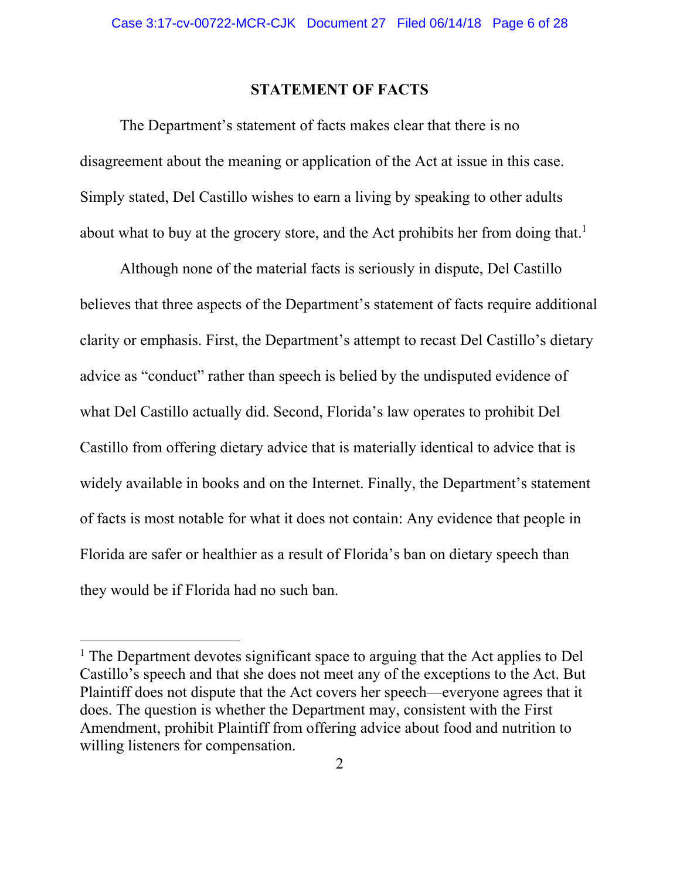## STATEMENT OF FACTS

The Department's statement of facts makes clear that there is no disagreement about the meaning or application of the Act at issue in this case. Simply stated, Del Castillo wishes to earn a living by speaking to other adults about what to buy at the grocery store, and the Act prohibits her from doing that.[1]

Although none of the material facts is seriously in dispute, Del Castillo believes that three aspects of the Department's statement of facts require additional clarity or emphasis. First, the Department's attempt to recast Del Castillo's dietary advice as "conduct" rather than speech is belied by the undisputed evidence of what Del Castillo actually did. Second, Florida's law operates to prohibit Del Castillo from offering dietary advice that is materially identical to advice that is widely available in books and on the Internet. Finally, the Department's statement of facts is most notable for what it does not contain: Any evidence that people in Florida are safer or healthier as a result of Florida's ban on dietary speech than they would be if Florida had no such ban.

---

[1] The Department devotes significant space to arguing that the Act applies to Del Castillo's speech and that she does not meet any of the exceptions to the Act. But Plaintiff does not dispute that the Act covers her speech—everyone agrees that it does. The question is whether the Department may, consistent with the First Amendment, prohibit Plaintiff from offering advice about food and nutrition to willing listeners for compensation.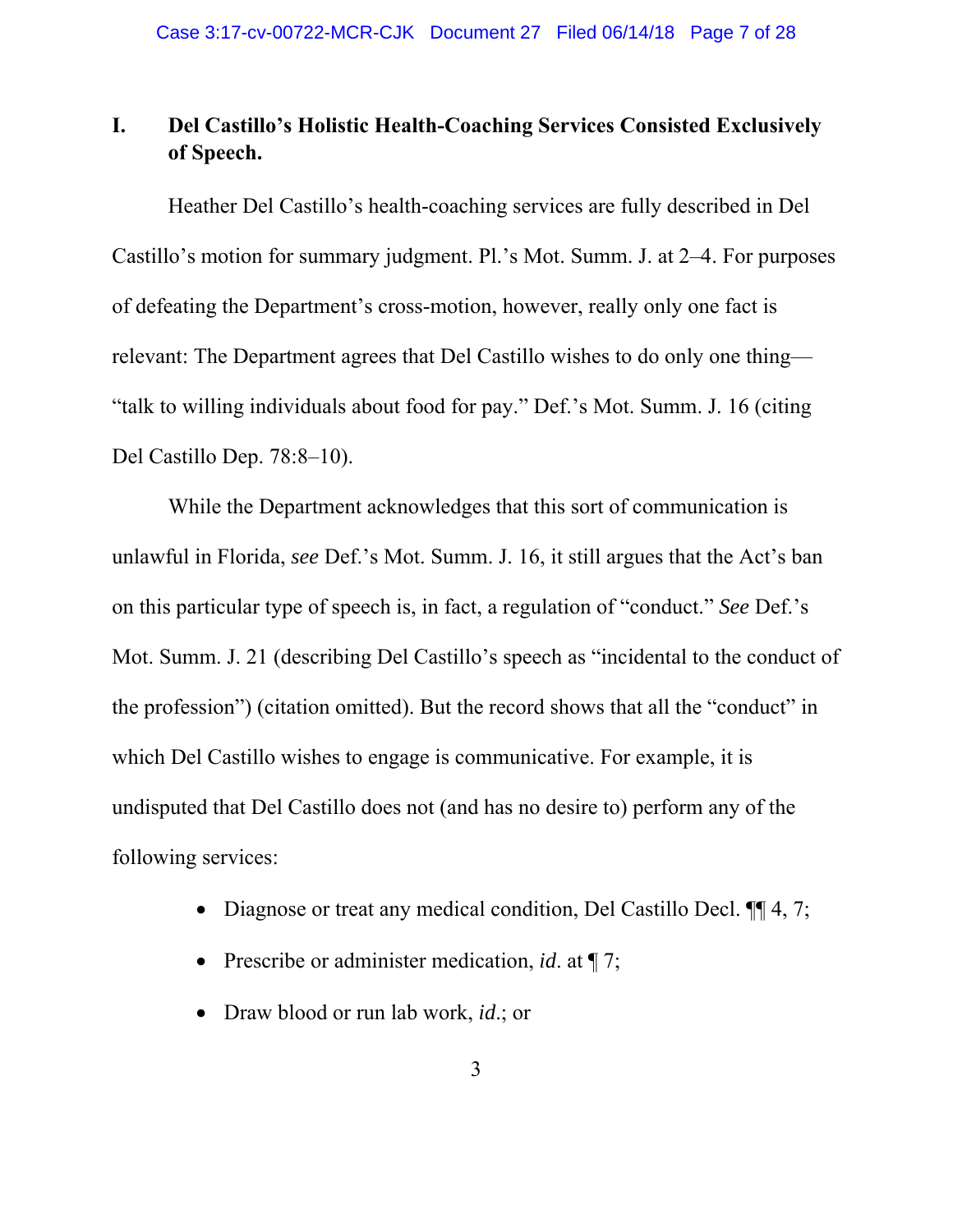## I. Del Castillo's Holistic Health-Coaching Services Consisted Exclusively of Speech.

Heather Del Castillo's health-coaching services are fully described in Del Castillo's motion for summary judgment. Pl.'s Mot. Summ. J. at 2–4. For purposes of defeating the Department's cross-motion, however, really only one fact is relevant: The Department agrees that Del Castillo wishes to do only one thing—"talk to willing individuals about food for pay." Def.'s Mot. Summ. J. 16 (citing Del Castillo Dep. 78:8–10).

While the Department acknowledges that this sort of communication is unlawful in Florida, *see* Def.'s Mot. Summ. J. 16, it still argues that the Act's ban on this particular type of speech is, in fact, a regulation of "conduct." *See* Def.'s Mot. Summ. J. 21 (describing Del Castillo's speech as "incidental to the conduct of the profession") (citation omitted). But the record shows that all the "conduct" in which Del Castillo wishes to engage is communicative. For example, it is undisputed that Del Castillo does not (and has no desire to) perform any of the following services:

- Diagnose or treat any medical condition, Del Castillo Decl. ¶¶ 4, 7;
- Prescribe or administer medication, *id.* at ¶ 7;
- Draw blood or run lab work, *id.*; or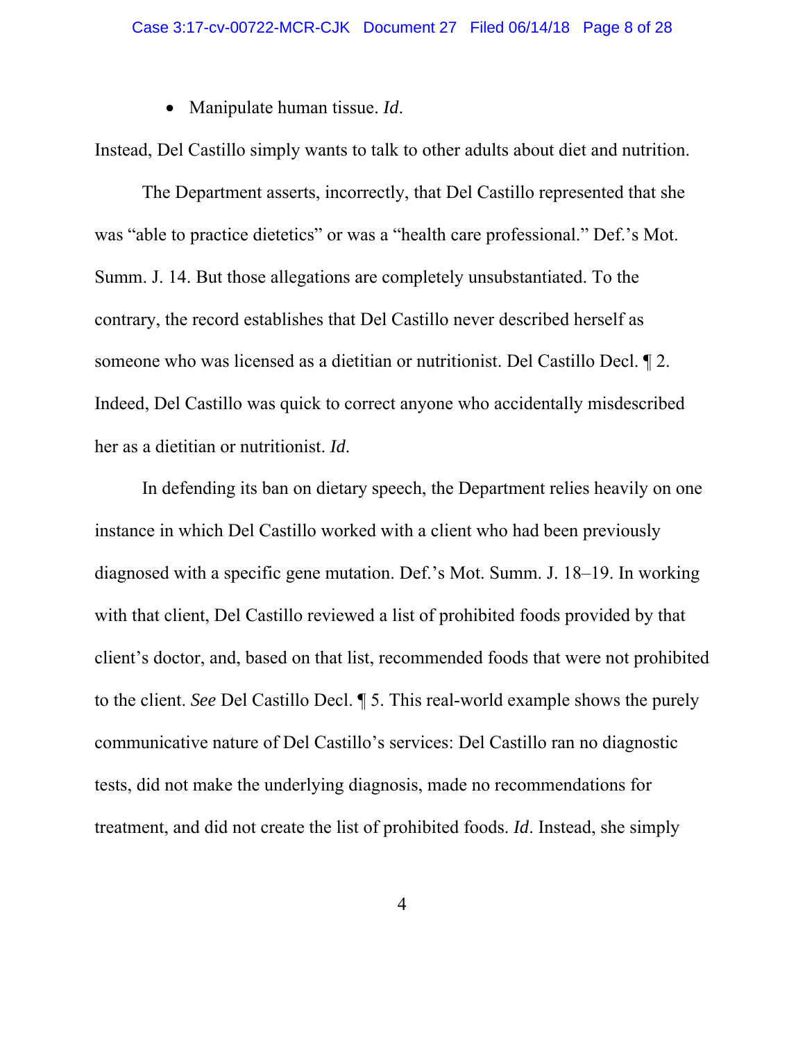- Manipulate human tissue. *Id*.

Instead, Del Castillo simply wants to talk to other adults about diet and nutrition.

The Department asserts, incorrectly, that Del Castillo represented that she was "able to practice dietetics" or was a "health care professional." Def.'s Mot. Summ. J. 14. But those allegations are completely unsubstantiated. To the contrary, the record establishes that Del Castillo never described herself as someone who was licensed as a dietitian or nutritionist. Del Castillo Decl. ¶ 2. Indeed, Del Castillo was quick to correct anyone who accidentally misdescribed her as a dietitian or nutritionist. *Id*.

In defending its ban on dietary speech, the Department relies heavily on one instance in which Del Castillo worked with a client who had been previously diagnosed with a specific gene mutation. Def.'s Mot. Summ. J. 18–19. In working with that client, Del Castillo reviewed a list of prohibited foods provided by that client's doctor, and, based on that list, recommended foods that were not prohibited to the client. *See* Del Castillo Decl. ¶ 5. This real-world example shows the purely communicative nature of Del Castillo's services: Del Castillo ran no diagnostic tests, did not make the underlying diagnosis, made no recommendations for treatment, and did not create the list of prohibited foods. *Id*. Instead, she simply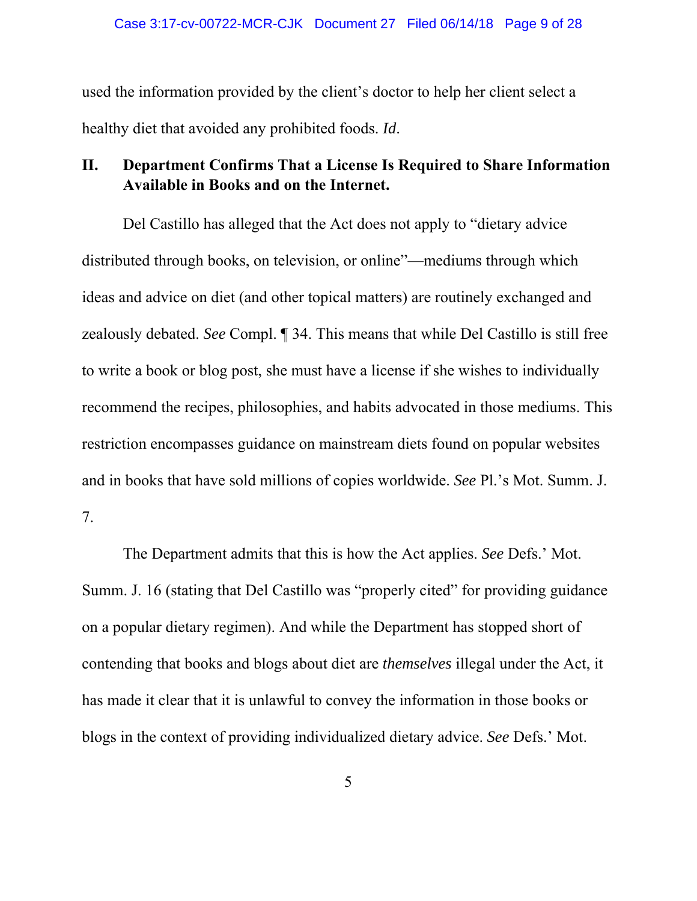used the information provided by the client's doctor to help her client select a healthy diet that avoided any prohibited foods. *Id*.

## II. Department Confirms That a License Is Required to Share Information Available in Books and on the Internet.

Del Castillo has alleged that the Act does not apply to "dietary advice distributed through books, on television, or online"—mediums through which ideas and advice on diet (and other topical matters) are routinely exchanged and zealously debated. *See* Compl. ¶ 34. This means that while Del Castillo is still free to write a book or blog post, she must have a license if she wishes to individually recommend the recipes, philosophies, and habits advocated in those mediums. This restriction encompasses guidance on mainstream diets found on popular websites and in books that have sold millions of copies worldwide. *See* Pl.'s Mot. Summ. J. 7.

The Department admits that this is how the Act applies. *See* Defs.' Mot. Summ. J. 16 (stating that Del Castillo was "properly cited" for providing guidance on a popular dietary regimen). And while the Department has stopped short of contending that books and blogs about diet are *themselves* illegal under the Act, it has made it clear that it is unlawful to convey the information in those books or blogs in the context of providing individualized dietary advice. *See* Defs.' Mot.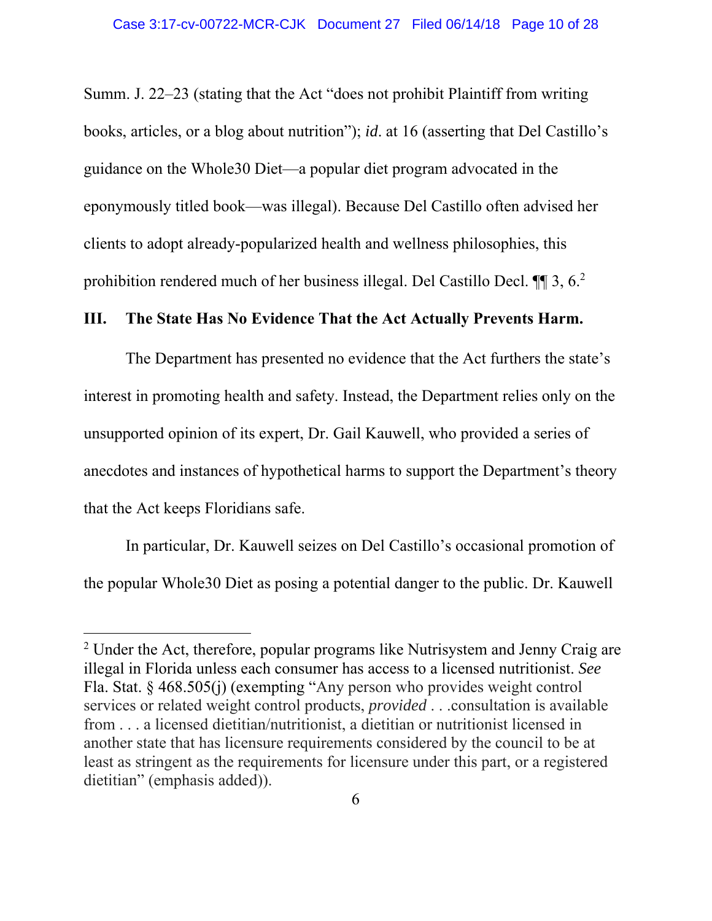Summ. J. 22–23 (stating that the Act "does not prohibit Plaintiff from writing books, articles, or a blog about nutrition"); *id*. at 16 (asserting that Del Castillo's guidance on the Whole30 Diet—a popular diet program advocated in the eponymously titled book—was illegal). Because Del Castillo often advised her clients to adopt already-popularized health and wellness philosophies, this prohibition rendered much of her business illegal. Del Castillo Decl. ¶¶ 3, 6.[2]

## III. The State Has No Evidence That the Act Actually Prevents Harm.

The Department has presented no evidence that the Act furthers the state's interest in promoting health and safety. Instead, the Department relies only on the unsupported opinion of its expert, Dr. Gail Kauwell, who provided a series of anecdotes and instances of hypothetical harms to support the Department's theory that the Act keeps Floridians safe.

In particular, Dr. Kauwell seizes on Del Castillo's occasional promotion of the popular Whole30 Diet as posing a potential danger to the public. Dr. Kauwell

---

[2] Under the Act, therefore, popular programs like Nutrisystem and Jenny Craig are illegal in Florida unless each consumer has access to a licensed nutritionist. *See* Fla. Stat. § 468.505(j) (exempting "Any person who provides weight control services or related weight control products, *provided* . . .consultation is available from . . . a licensed dietitian/nutritionist, a dietitian or nutritionist licensed in another state that has licensure requirements considered by the council to be at least as stringent as the requirements for licensure under this part, or a registered dietitian" (emphasis added)).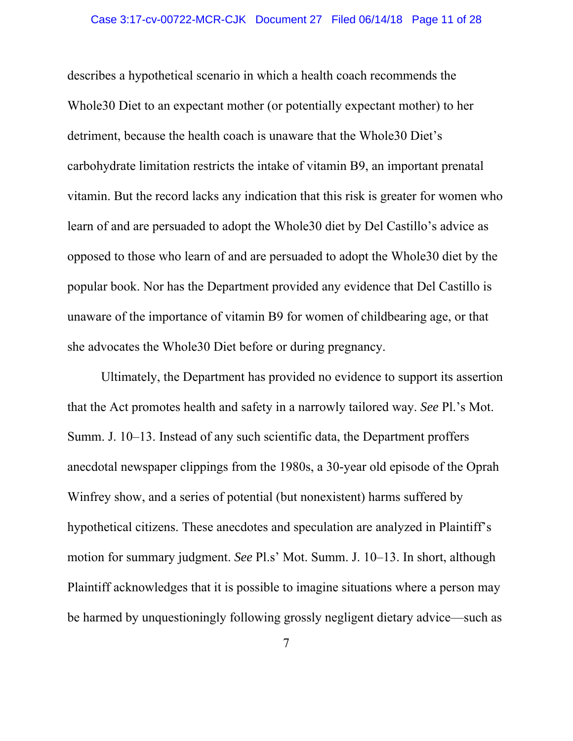describes a hypothetical scenario in which a health coach recommends the Whole30 Diet to an expectant mother (or potentially expectant mother) to her detriment, because the health coach is unaware that the Whole30 Diet's carbohydrate limitation restricts the intake of vitamin B9, an important prenatal vitamin. But the record lacks any indication that this risk is greater for women who learn of and are persuaded to adopt the Whole30 diet by Del Castillo's advice as opposed to those who learn of and are persuaded to adopt the Whole30 diet by the popular book. Nor has the Department provided any evidence that Del Castillo is unaware of the importance of vitamin B9 for women of childbearing age, or that she advocates the Whole30 Diet before or during pregnancy.

Ultimately, the Department has provided no evidence to support its assertion that the Act promotes health and safety in a narrowly tailored way. *See* Pl.'s Mot. Summ. J. 10–13. Instead of any such scientific data, the Department proffers anecdotal newspaper clippings from the 1980s, a 30-year old episode of the Oprah Winfrey show, and a series of potential (but nonexistent) harms suffered by hypothetical citizens. These anecdotes and speculation are analyzed in Plaintiff's motion for summary judgment. *See* Pl.s' Mot. Summ. J. 10–13. In short, although Plaintiff acknowledges that it is possible to imagine situations where a person may be harmed by unquestioningly following grossly negligent dietary advice—such as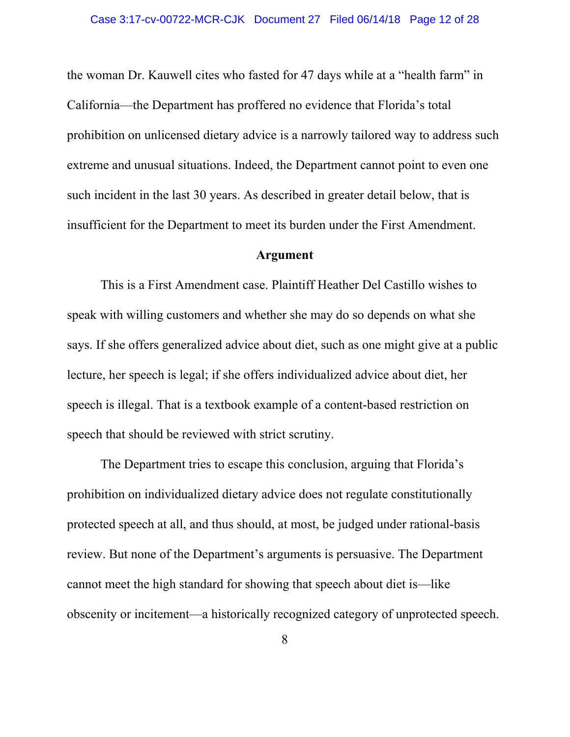the woman Dr. Kauwell cites who fasted for 47 days while at a "health farm" in California—the Department has proffered no evidence that Florida's total prohibition on unlicensed dietary advice is a narrowly tailored way to address such extreme and unusual situations. Indeed, the Department cannot point to even one such incident in the last 30 years. As described in greater detail below, that is insufficient for the Department to meet its burden under the First Amendment.

## Argument

This is a First Amendment case. Plaintiff Heather Del Castillo wishes to speak with willing customers and whether she may do so depends on what she says. If she offers generalized advice about diet, such as one might give at a public lecture, her speech is legal; if she offers individualized advice about diet, her speech is illegal. That is a textbook example of a content-based restriction on speech that should be reviewed with strict scrutiny.

The Department tries to escape this conclusion, arguing that Florida's prohibition on individualized dietary advice does not regulate constitutionally protected speech at all, and thus should, at most, be judged under rational-basis review. But none of the Department's arguments is persuasive. The Department cannot meet the high standard for showing that speech about diet is—like obscenity or incitement—a historically recognized category of unprotected speech.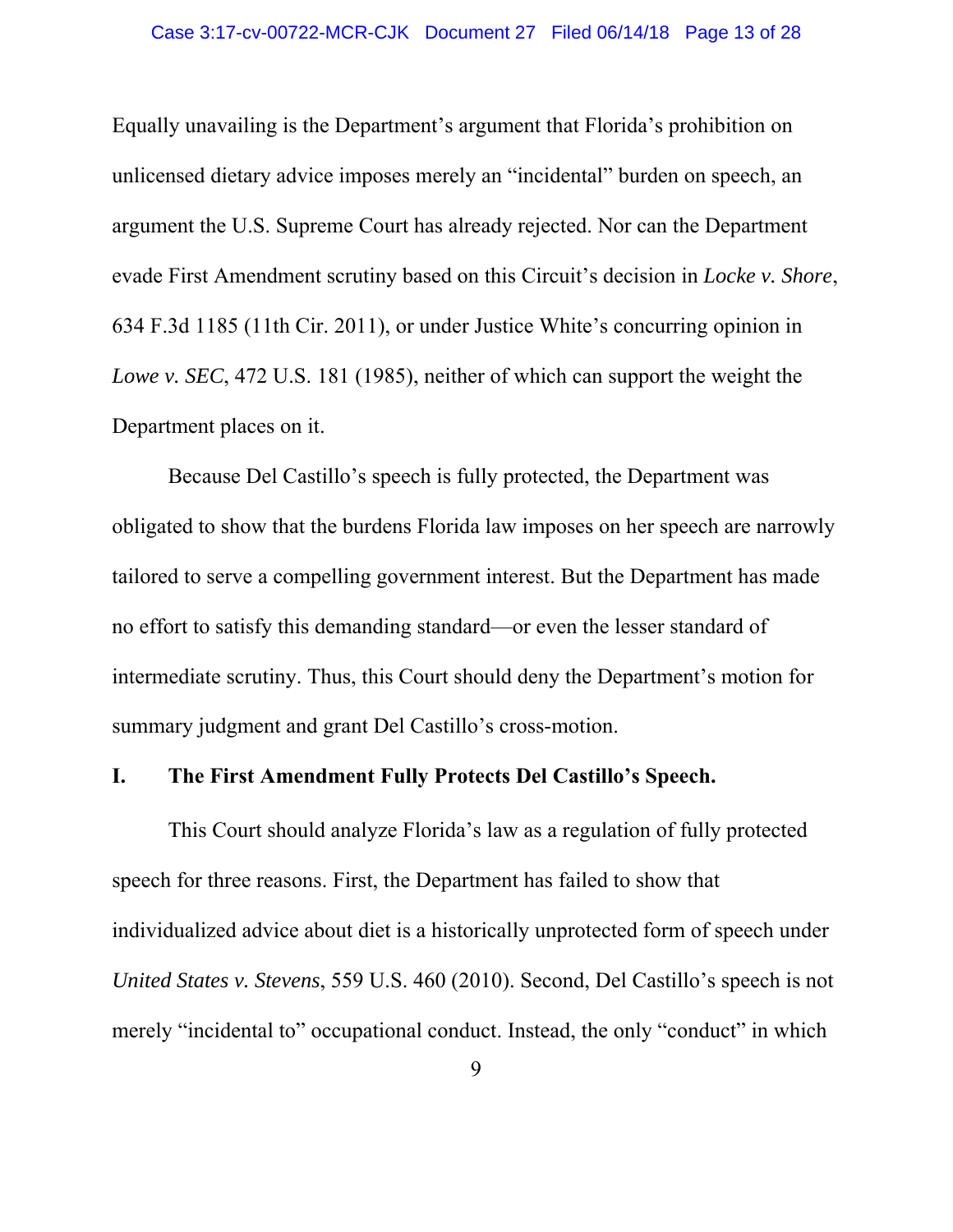Equally unavailing is the Department's argument that Florida's prohibition on unlicensed dietary advice imposes merely an "incidental" burden on speech, an argument the U.S. Supreme Court has already rejected. Nor can the Department evade First Amendment scrutiny based on this Circuit's decision in *Locke v. Shore*, 634 F.3d 1185 (11th Cir. 2011), or under Justice White's concurring opinion in *Lowe v. SEC*, 472 U.S. 181 (1985), neither of which can support the weight the Department places on it.

Because Del Castillo's speech is fully protected, the Department was obligated to show that the burdens Florida law imposes on her speech are narrowly tailored to serve a compelling government interest. But the Department has made no effort to satisfy this demanding standard—or even the lesser standard of intermediate scrutiny. Thus, this Court should deny the Department's motion for summary judgment and grant Del Castillo's cross-motion.

## I. The First Amendment Fully Protects Del Castillo's Speech.

This Court should analyze Florida's law as a regulation of fully protected speech for three reasons. First, the Department has failed to show that individualized advice about diet is a historically unprotected form of speech under *United States v. Stevens*, 559 U.S. 460 (2010). Second, Del Castillo's speech is not merely "incidental to" occupational conduct. Instead, the only "conduct" in which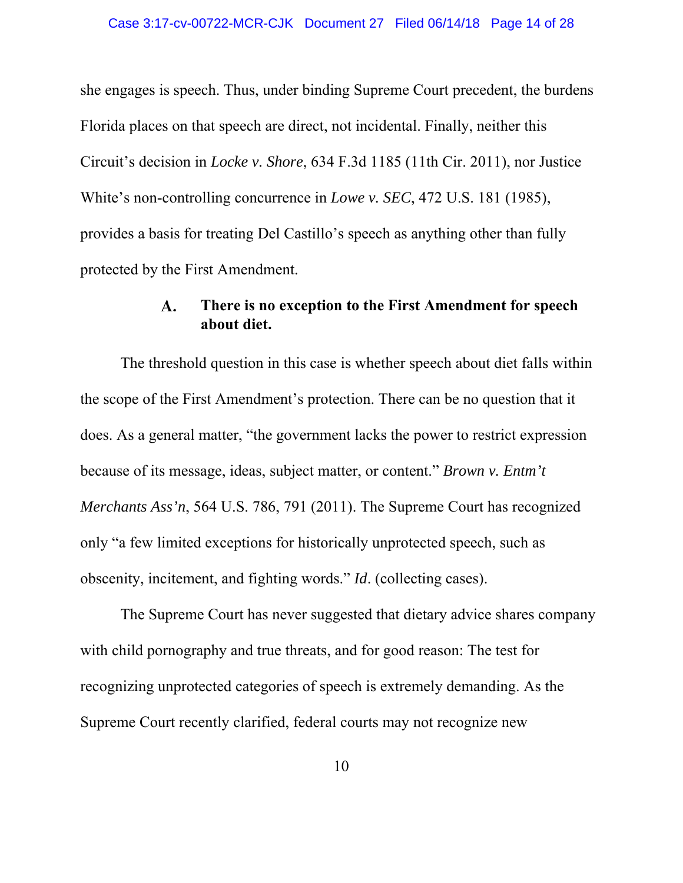she engages is speech. Thus, under binding Supreme Court precedent, the burdens Florida places on that speech are direct, not incidental. Finally, neither this Circuit's decision in *Locke v. Shore*, 634 F.3d 1185 (11th Cir. 2011), nor Justice White's non-controlling concurrence in *Lowe v. SEC*, 472 U.S. 181 (1985), provides a basis for treating Del Castillo's speech as anything other than fully protected by the First Amendment.

### A. There is no exception to the First Amendment for speech about diet.

The threshold question in this case is whether speech about diet falls within the scope of the First Amendment's protection. There can be no question that it does. As a general matter, "the government lacks the power to restrict expression because of its message, ideas, subject matter, or content." *Brown v. Entm't Merchants Ass'n*, 564 U.S. 786, 791 (2011). The Supreme Court has recognized only "a few limited exceptions for historically unprotected speech, such as obscenity, incitement, and fighting words." *Id*. (collecting cases).

The Supreme Court has never suggested that dietary advice shares company with child pornography and true threats, and for good reason: The test for recognizing unprotected categories of speech is extremely demanding. As the Supreme Court recently clarified, federal courts may not recognize new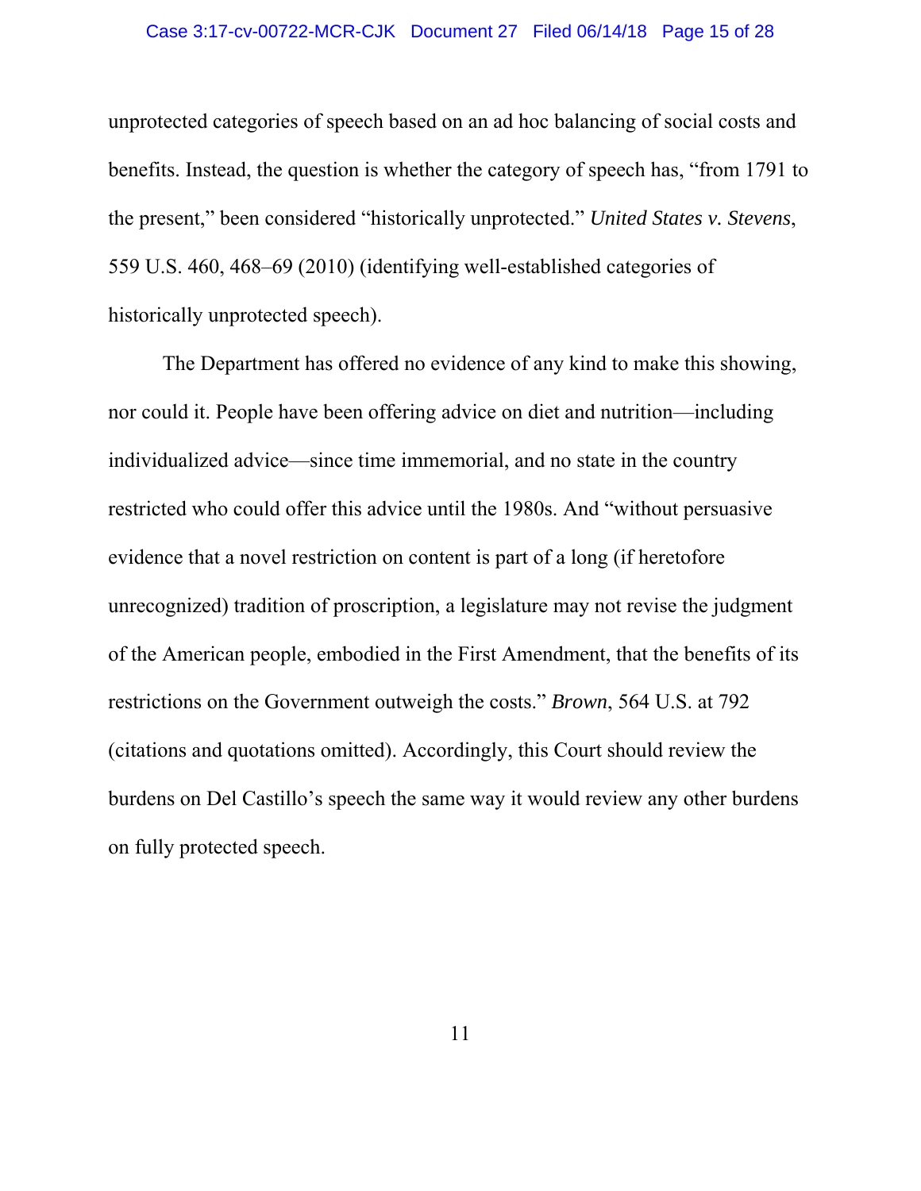unprotected categories of speech based on an ad hoc balancing of social costs and benefits. Instead, the question is whether the category of speech has, "from 1791 to the present," been considered "historically unprotected." *United States v. Stevens*, 559 U.S. 460, 468–69 (2010) (identifying well-established categories of historically unprotected speech).

The Department has offered no evidence of any kind to make this showing, nor could it. People have been offering advice on diet and nutrition—including individualized advice—since time immemorial, and no state in the country restricted who could offer this advice until the 1980s. And "without persuasive evidence that a novel restriction on content is part of a long (if heretofore unrecognized) tradition of proscription, a legislature may not revise the judgment of the American people, embodied in the First Amendment, that the benefits of its restrictions on the Government outweigh the costs." *Brown*, 564 U.S. at 792 (citations and quotations omitted). Accordingly, this Court should review the burdens on Del Castillo's speech the same way it would review any other burdens on fully protected speech.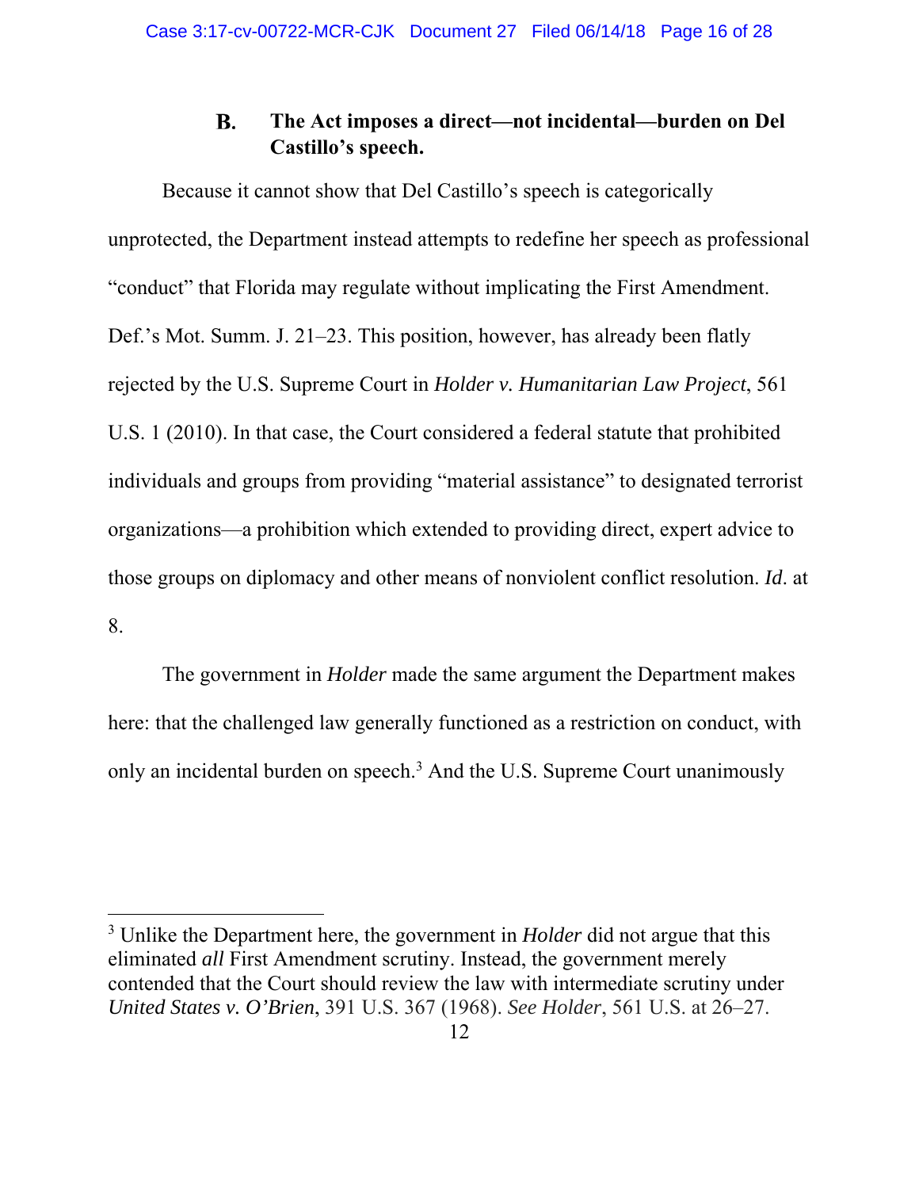### B. The Act imposes a direct—not incidental—burden on Del Castillo's speech.

Because it cannot show that Del Castillo's speech is categorically unprotected, the Department instead attempts to redefine her speech as professional "conduct" that Florida may regulate without implicating the First Amendment. Def.'s Mot. Summ. J. 21–23. This position, however, has already been flatly rejected by the U.S. Supreme Court in *Holder v. Humanitarian Law Project*, 561 U.S. 1 (2010). In that case, the Court considered a federal statute that prohibited individuals and groups from providing "material assistance" to designated terrorist organizations—a prohibition which extended to providing direct, expert advice to those groups on diplomacy and other means of nonviolent conflict resolution. *Id*. at 8.

The government in *Holder* made the same argument the Department makes here: that the challenged law generally functioned as a restriction on conduct, with only an incidental burden on speech.[3] And the U.S. Supreme Court unanimously

---

[3] Unlike the Department here, the government in *Holder* did not argue that this eliminated *all* First Amendment scrutiny. Instead, the government merely contended that the Court should review the law with intermediate scrutiny under *United States v. O'Brien*, 391 U.S. 367 (1968). *See Holder*, 561 U.S. at 26–27.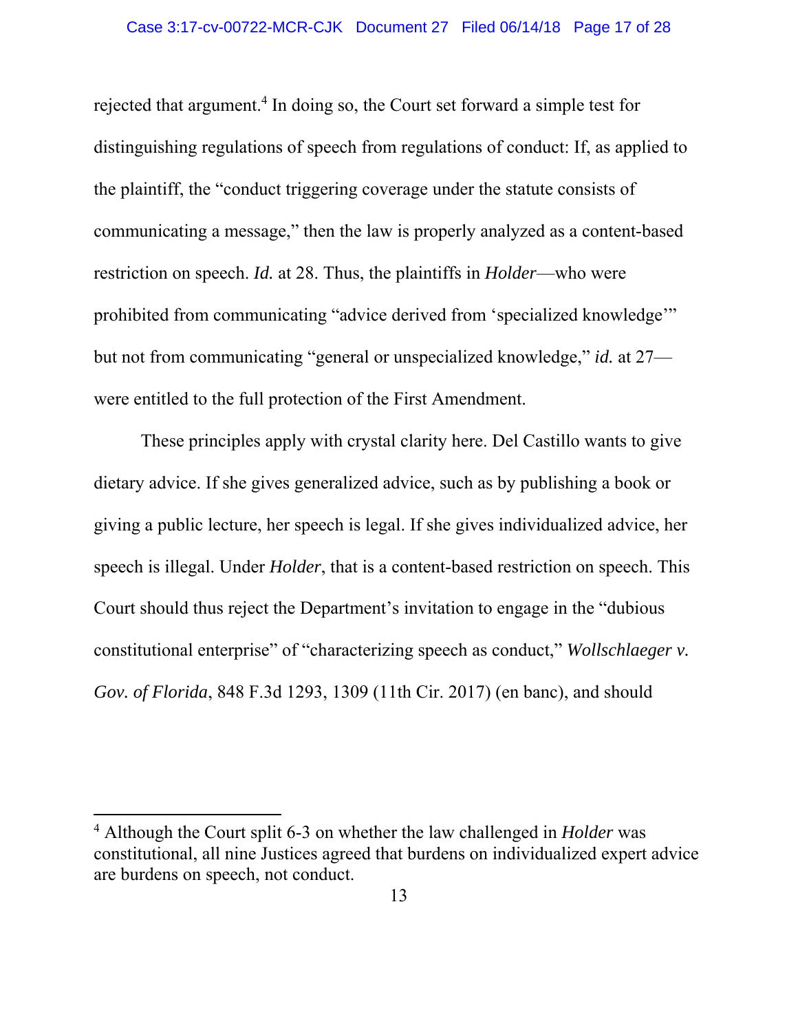rejected that argument.[4] In doing so, the Court set forward a simple test for distinguishing regulations of speech from regulations of conduct: If, as applied to the plaintiff, the "conduct triggering coverage under the statute consists of communicating a message," then the law is properly analyzed as a content-based restriction on speech. ***Id.*** at 28. Thus, the plaintiffs in *Holder*—who were prohibited from communicating "advice derived from 'specialized knowledge'" but not from communicating "general or unspecialized knowledge," ***id.*** at 27—were entitled to the full protection of the First Amendment.

These principles apply with crystal clarity here. Del Castillo wants to give dietary advice. If she gives generalized advice, such as by publishing a book or giving a public lecture, her speech is legal. If she gives individualized advice, her speech is illegal. Under *Holder*, that is a content-based restriction on speech. This Court should thus reject the Department's invitation to engage in the "dubious constitutional enterprise" of "characterizing speech as conduct," *Wollschlaeger v. Gov. of Florida*, 848 F.3d 1293, 1309 (11th Cir. 2017) (en banc), and should

---

[4] Although the Court split 6-3 on whether the law challenged in *Holder* was constitutional, all nine Justices agreed that burdens on individualized expert advice are burdens on speech, not conduct.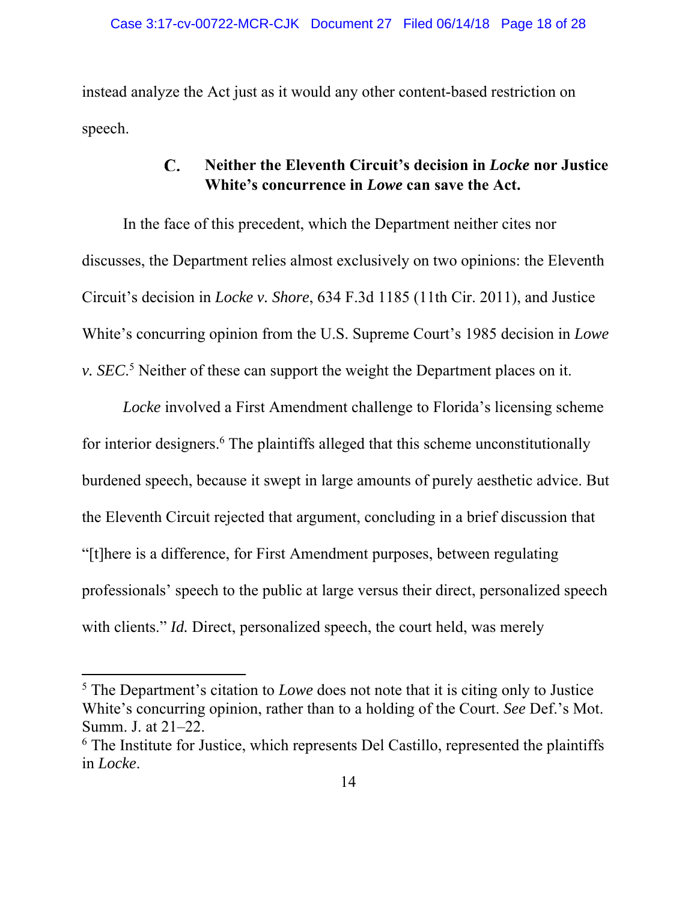instead analyze the Act just as it would any other content-based restriction on speech.

### C. Neither the Eleventh Circuit's decision in *Locke* nor Justice White's concurrence in *Lowe* can save the Act.

In the face of this precedent, which the Department neither cites nor discusses, the Department relies almost exclusively on two opinions: the Eleventh Circuit's decision in *Locke v. Shore*, 634 F.3d 1185 (11th Cir. 2011), and Justice White's concurring opinion from the U.S. Supreme Court's 1985 decision in *Lowe v. SEC*.[5] Neither of these can support the weight the Department places on it.

*Locke* involved a First Amendment challenge to Florida's licensing scheme for interior designers.[6] The plaintiffs alleged that this scheme unconstitutionally burdened speech, because it swept in large amounts of purely aesthetic advice. But the Eleventh Circuit rejected that argument, concluding in a brief discussion that "[t]here is a difference, for First Amendment purposes, between regulating professionals' speech to the public at large versus their direct, personalized speech with clients." *Id.* Direct, personalized speech, the court held, was merely

---

[5] The Department's citation to *Lowe* does not note that it is citing only to Justice White's concurring opinion, rather than to a holding of the Court. *See* Def.'s Mot. Summ. J. at 21–22.

[6] The Institute for Justice, which represents Del Castillo, represented the plaintiffs in *Locke*.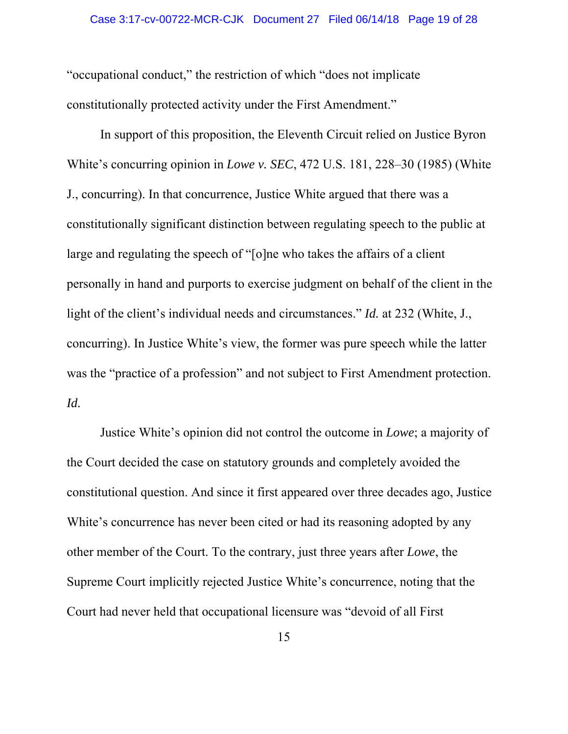"occupational conduct," the restriction of which "does not implicate constitutionally protected activity under the First Amendment."

In support of this proposition, the Eleventh Circuit relied on Justice Byron White's concurring opinion in *Lowe v. SEC*, 472 U.S. 181, 228–30 (1985) (White J., concurring). In that concurrence, Justice White argued that there was a constitutionally significant distinction between regulating speech to the public at large and regulating the speech of "[o]ne who takes the affairs of a client personally in hand and purports to exercise judgment on behalf of the client in the light of the client's individual needs and circumstances." *Id.* at 232 (White, J., concurring). In Justice White's view, the former was pure speech while the latter was the "practice of a profession" and not subject to First Amendment protection. *Id.*

Justice White's opinion did not control the outcome in *Lowe*; a majority of the Court decided the case on statutory grounds and completely avoided the constitutional question. And since it first appeared over three decades ago, Justice White's concurrence has never been cited or had its reasoning adopted by any other member of the Court. To the contrary, just three years after *Lowe*, the Supreme Court implicitly rejected Justice White's concurrence, noting that the Court had never held that occupational licensure was "devoid of all First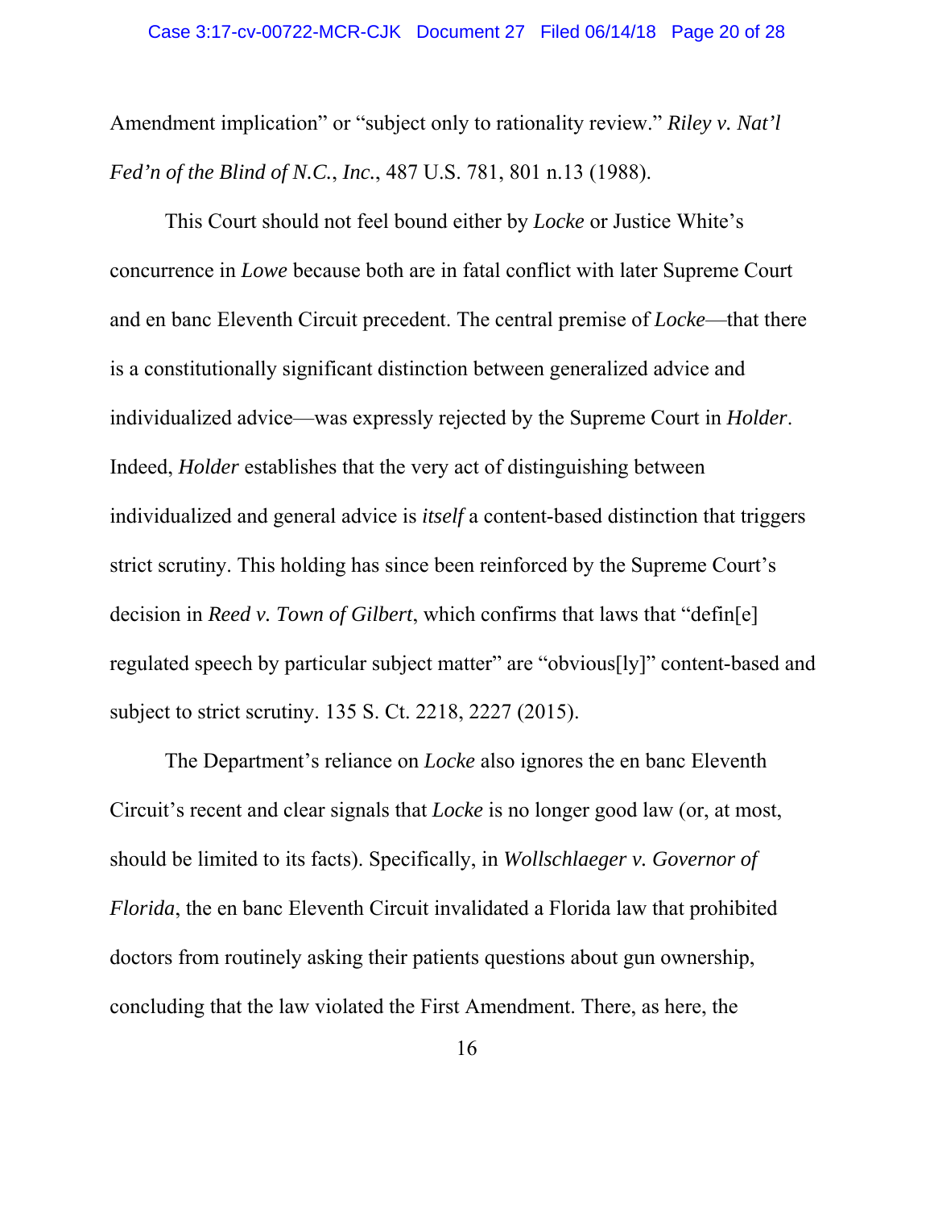Amendment implication" or "subject only to rationality review." *Riley v. Nat'l Fed'n of the Blind of N.C., Inc.*, 487 U.S. 781, 801 n.13 (1988).

This Court should not feel bound either by *Locke* or Justice White's concurrence in *Lowe* because both are in fatal conflict with later Supreme Court and en banc Eleventh Circuit precedent. The central premise of *Locke*—that there is a constitutionally significant distinction between generalized advice and individualized advice—was expressly rejected by the Supreme Court in *Holder*. Indeed, *Holder* establishes that the very act of distinguishing between individualized and general advice is *itself* a content-based distinction that triggers strict scrutiny. This holding has since been reinforced by the Supreme Court's decision in *Reed v. Town of Gilbert*, which confirms that laws that "defin[e] regulated speech by particular subject matter" are "obvious[ly]" content-based and subject to strict scrutiny. 135 S. Ct. 2218, 2227 (2015).

The Department's reliance on *Locke* also ignores the en banc Eleventh Circuit's recent and clear signals that *Locke* is no longer good law (or, at most, should be limited to its facts). Specifically, in *Wollschlaeger v. Governor of Florida*, the en banc Eleventh Circuit invalidated a Florida law that prohibited doctors from routinely asking their patients questions about gun ownership, concluding that the law violated the First Amendment. There, as here, the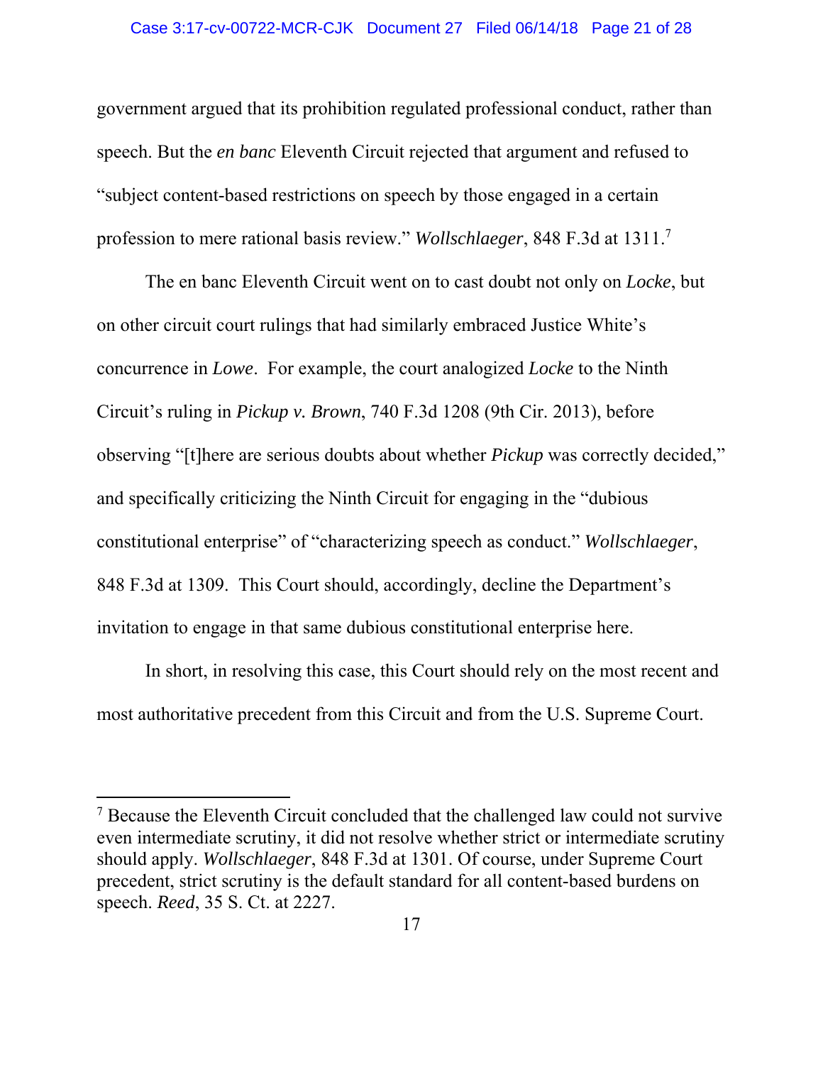government argued that its prohibition regulated professional conduct, rather than speech. But the *en banc* Eleventh Circuit rejected that argument and refused to "subject content-based restrictions on speech by those engaged in a certain profession to mere rational basis review." *Wollschlaeger*, 848 F.3d at 1311.[7]

The en banc Eleventh Circuit went on to cast doubt not only on *Locke*, but on other circuit court rulings that had similarly embraced Justice White's concurrence in *Lowe*. For example, the court analogized *Locke* to the Ninth Circuit's ruling in *Pickup v. Brown*, 740 F.3d 1208 (9th Cir. 2013), before observing "[t]here are serious doubts about whether *Pickup* was correctly decided," and specifically criticizing the Ninth Circuit for engaging in the "dubious constitutional enterprise" of "characterizing speech as conduct." *Wollschlaeger*, 848 F.3d at 1309. This Court should, accordingly, decline the Department's invitation to engage in that same dubious constitutional enterprise here.

In short, in resolving this case, this Court should rely on the most recent and most authoritative precedent from this Circuit and from the U.S. Supreme Court.

---

[7] Because the Eleventh Circuit concluded that the challenged law could not survive even intermediate scrutiny, it did not resolve whether strict or intermediate scrutiny should apply. *Wollschlaeger*, 848 F.3d at 1301. Of course, under Supreme Court precedent, strict scrutiny is the default standard for all content-based burdens on speech. *Reed*, 35 S. Ct. at 2227.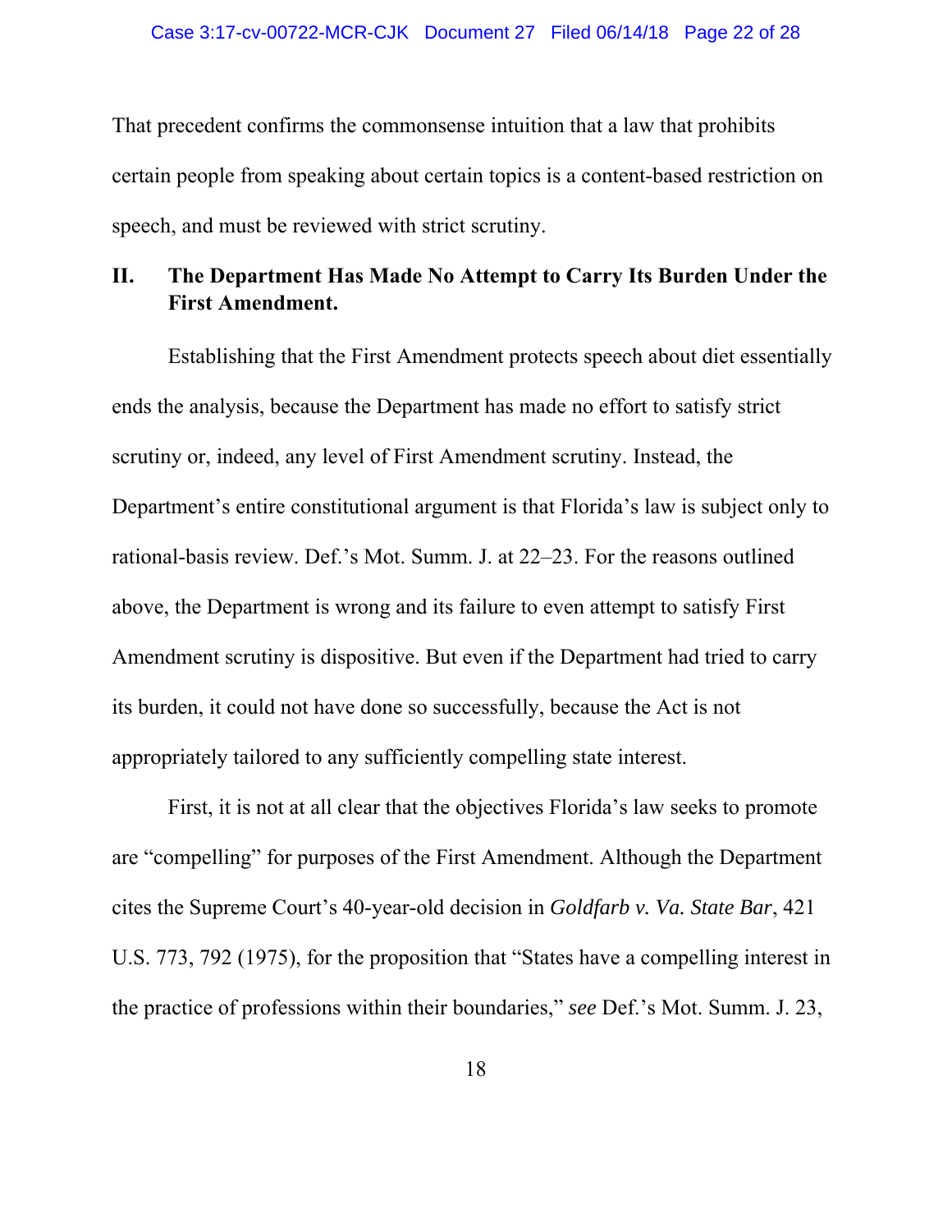That precedent confirms the commonsense intuition that a law that prohibits certain people from speaking about certain topics is a content-based restriction on speech, and must be reviewed with strict scrutiny.

## II. The Department Has Made No Attempt to Carry Its Burden Under the First Amendment.

Establishing that the First Amendment protects speech about diet essentially ends the analysis, because the Department has made no effort to satisfy strict scrutiny or, indeed, any level of First Amendment scrutiny. Instead, the Department's entire constitutional argument is that Florida's law is subject only to rational-basis review. Def.'s Mot. Summ. J. at 22–23. For the reasons outlined above, the Department is wrong and its failure to even attempt to satisfy First Amendment scrutiny is dispositive. But even if the Department had tried to carry its burden, it could not have done so successfully, because the Act is not appropriately tailored to any sufficiently compelling state interest.

First, it is not at all clear that the objectives Florida's law seeks to promote are "compelling" for purposes of the First Amendment. Although the Department cites the Supreme Court's 40-year-old decision in *Goldfarb v. Va. State Bar*, 421 U.S. 773, 792 (1975), for the proposition that "States have a compelling interest in the practice of professions within their boundaries," *see* Def.'s Mot. Summ. J. 23,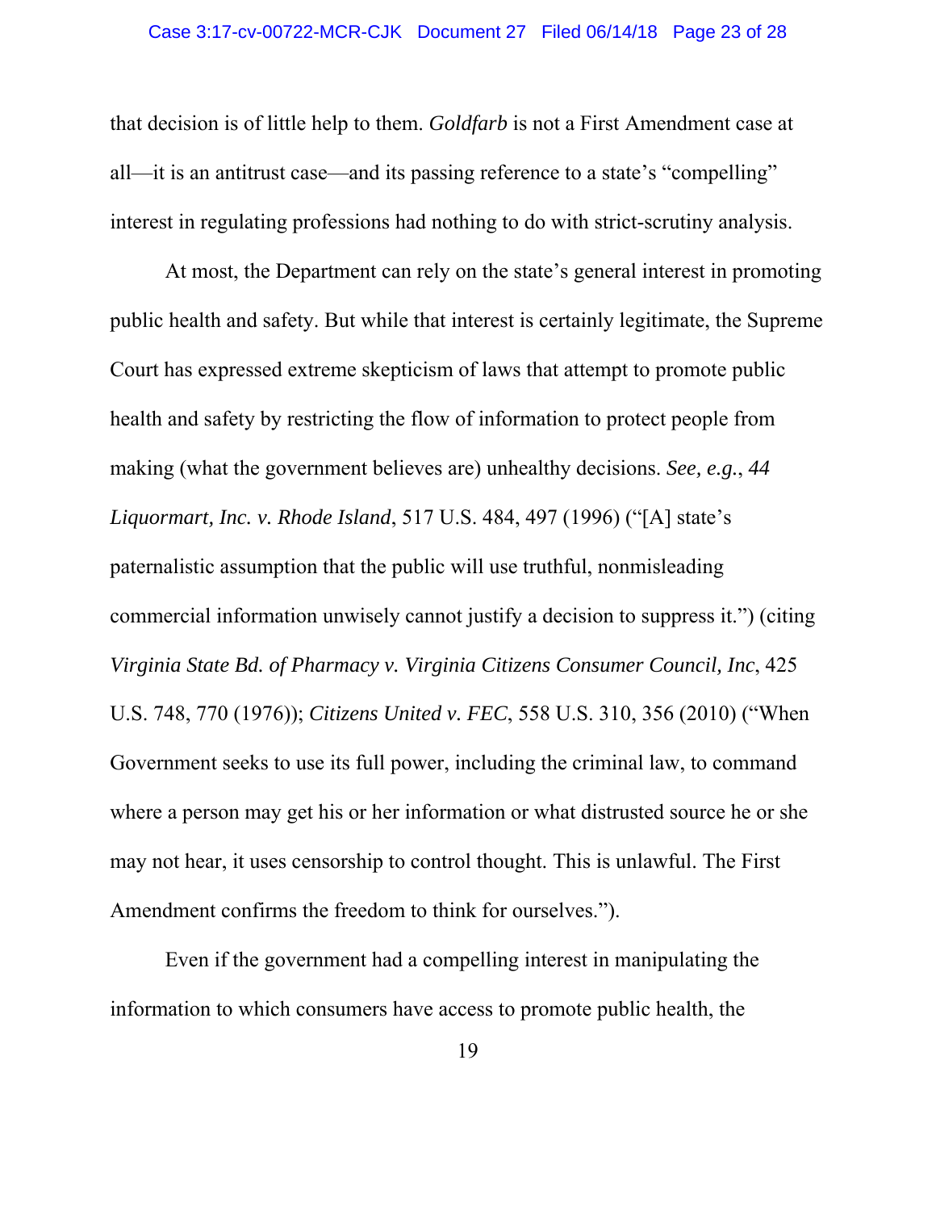that decision is of little help to them. *Goldfarb* is not a First Amendment case at all—it is an antitrust case—and its passing reference to a state's "compelling" interest in regulating professions had nothing to do with strict-scrutiny analysis.

At most, the Department can rely on the state's general interest in promoting public health and safety. But while that interest is certainly legitimate, the Supreme Court has expressed extreme skepticism of laws that attempt to promote public health and safety by restricting the flow of information to protect people from making (what the government believes are) unhealthy decisions. *See, e.g.*, *44 Liquormart, Inc. v. Rhode Island*, 517 U.S. 484, 497 (1996) ("[A] state's paternalistic assumption that the public will use truthful, nonmisleading commercial information unwisely cannot justify a decision to suppress it.") (citing *Virginia State Bd. of Pharmacy v. Virginia Citizens Consumer Council, Inc*, 425 U.S. 748, 770 (1976)); *Citizens United v. FEC*, 558 U.S. 310, 356 (2010) ("When Government seeks to use its full power, including the criminal law, to command where a person may get his or her information or what distrusted source he or she may not hear, it uses censorship to control thought. This is unlawful. The First Amendment confirms the freedom to think for ourselves.").

Even if the government had a compelling interest in manipulating the information to which consumers have access to promote public health, the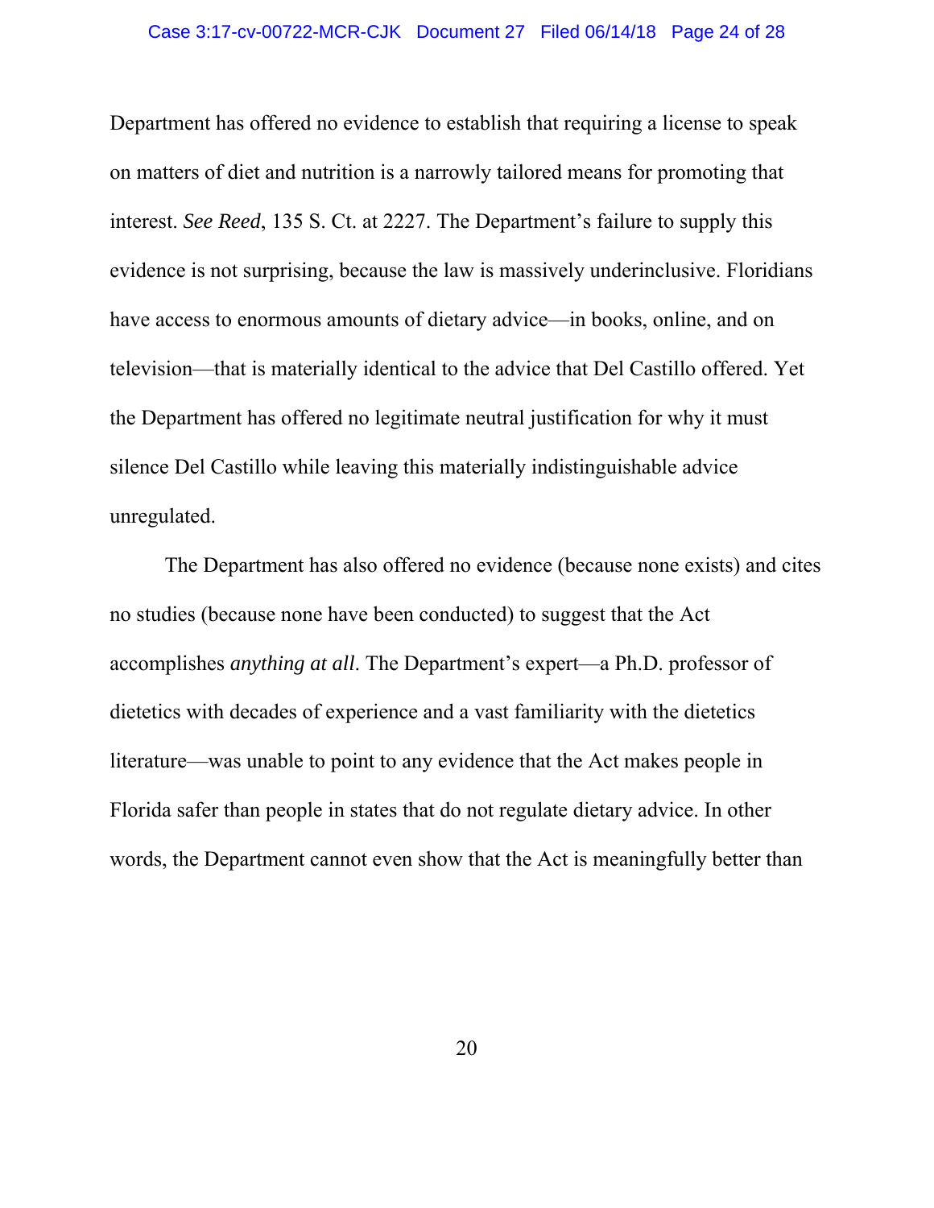Department has offered no evidence to establish that requiring a license to speak on matters of diet and nutrition is a narrowly tailored means for promoting that interest. *See Reed*, 135 S. Ct. at 2227. The Department's failure to supply this evidence is not surprising, because the law is massively underinclusive. Floridians have access to enormous amounts of dietary advice—in books, online, and on television—that is materially identical to the advice that Del Castillo offered. Yet the Department has offered no legitimate neutral justification for why it must silence Del Castillo while leaving this materially indistinguishable advice unregulated.

The Department has also offered no evidence (because none exists) and cites no studies (because none have been conducted) to suggest that the Act accomplishes *anything at all*. The Department's expert—a Ph.D. professor of dietetics with decades of experience and a vast familiarity with the dietetics literature—was unable to point to any evidence that the Act makes people in Florida safer than people in states that do not regulate dietary advice. In other words, the Department cannot even show that the Act is meaningfully better than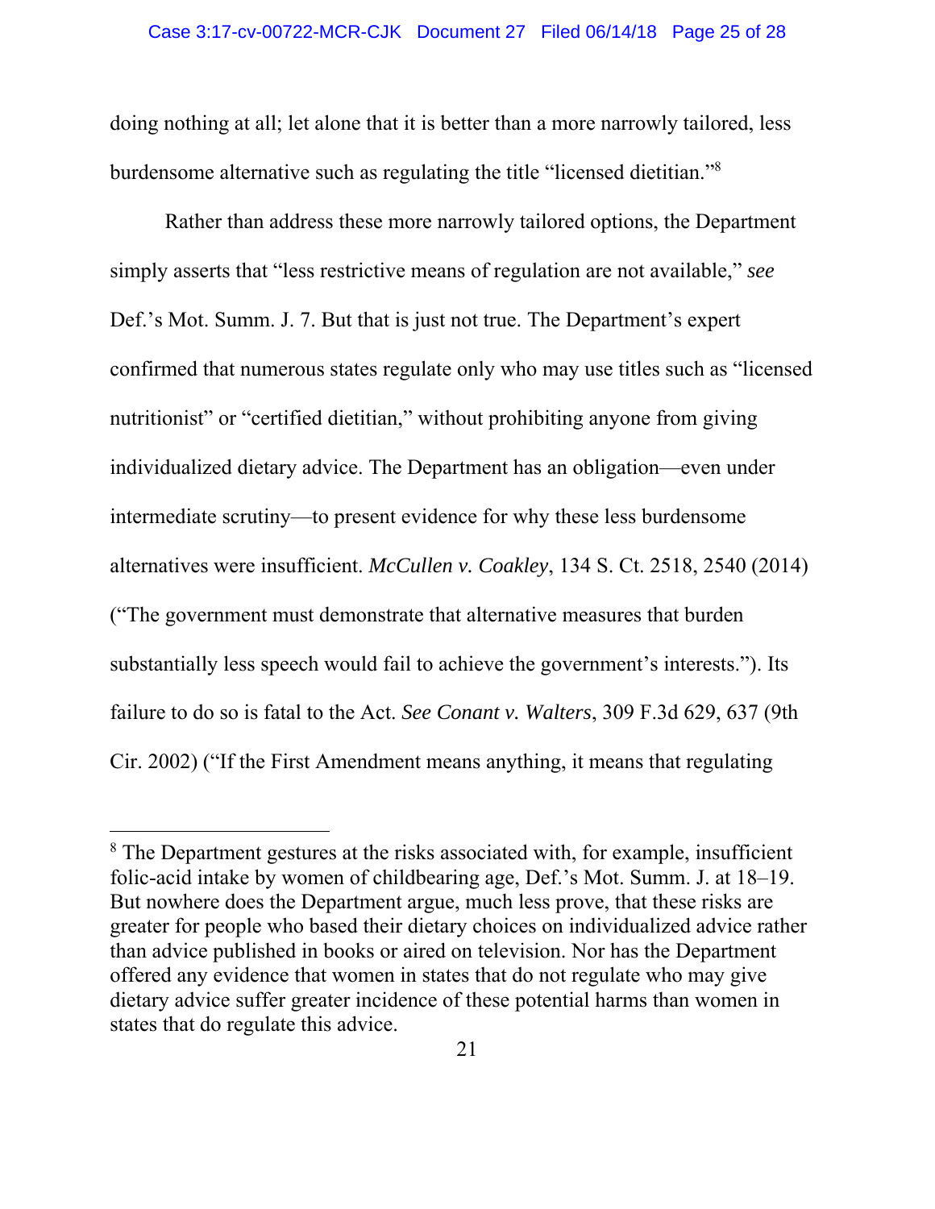doing nothing at all; let alone that it is better than a more narrowly tailored, less burdensome alternative such as regulating the title "licensed dietitian."[8]

Rather than address these more narrowly tailored options, the Department simply asserts that "less restrictive means of regulation are not available," *see* Def.'s Mot. Summ. J. 7. But that is just not true. The Department's expert confirmed that numerous states regulate only who may use titles such as "licensed nutritionist" or "certified dietitian," without prohibiting anyone from giving individualized dietary advice. The Department has an obligation—even under intermediate scrutiny—to present evidence for why these less burdensome alternatives were insufficient. *McCullen v. Coakley*, 134 S. Ct. 2518, 2540 (2014) ("The government must demonstrate that alternative measures that burden substantially less speech would fail to achieve the government's interests."). Its failure to do so is fatal to the Act. *See Conant v. Walters*, 309 F.3d 629, 637 (9th Cir. 2002) ("If the First Amendment means anything, it means that regulating

---

[8] The Department gestures at the risks associated with, for example, insufficient folic-acid intake by women of childbearing age, Def.'s Mot. Summ. J. at 18–19. But nowhere does the Department argue, much less prove, that these risks are greater for people who based their dietary choices on individualized advice rather than advice published in books or aired on television. Nor has the Department offered any evidence that women in states that do not regulate who may give dietary advice suffer greater incidence of these potential harms than women in states that do regulate this advice.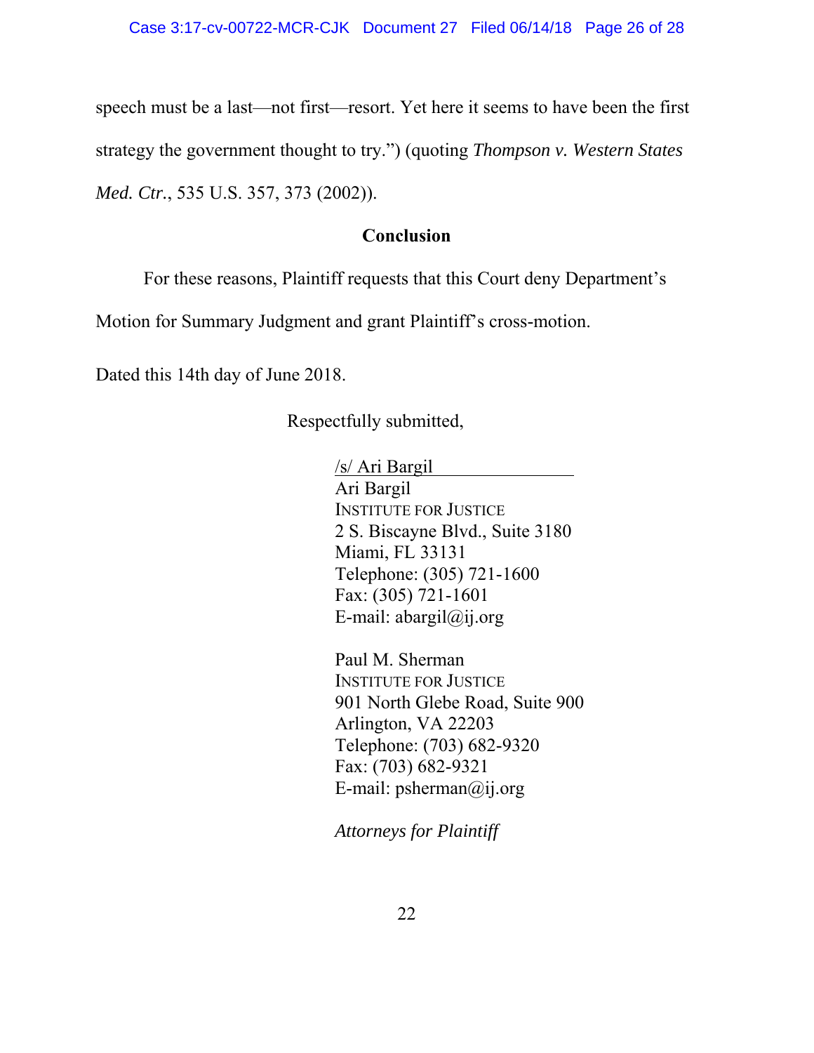speech must be a last—not first—resort. Yet here it seems to have been the first strategy the government thought to try.") (quoting *Thompson v. Western States Med. Ctr.*, 535 U.S. 357, 373 (2002)).

## Conclusion

For these reasons, Plaintiff requests that this Court deny Department's Motion for Summary Judgment and grant Plaintiff's cross-motion.

Dated this 14th day of June 2018.

Respectfully submitted,

/s/ Ari Bargil
Ari Bargil
INSTITUTE FOR JUSTICE
2 S. Biscayne Blvd., Suite 3180
Miami, FL 33131
Telephone: (305) 721-1600
Fax: (305) 721-1601
E-mail: abargil@ij.org

Paul M. Sherman
INSTITUTE FOR JUSTICE
901 North Glebe Road, Suite 900
Arlington, VA 22203
Telephone: (703) 682-9320
Fax: (703) 682-9321
E-mail: psherman@ij.org

*Attorneys for Plaintiff*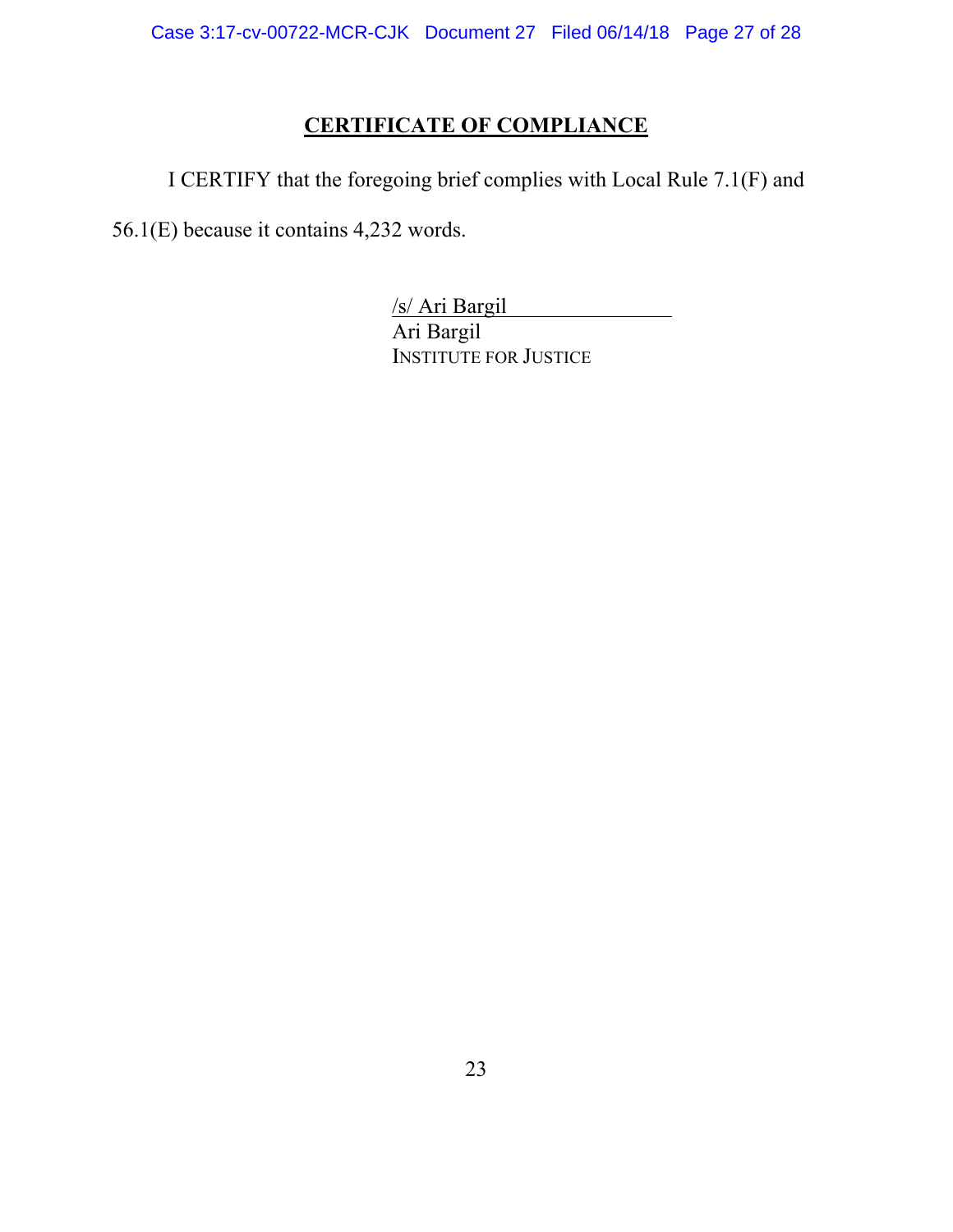## CERTIFICATE OF COMPLIANCE

I CERTIFY that the foregoing brief complies with Local Rule 7.1(F) and 56.1(E) because it contains 4,232 words.

/s/ Ari Bargil
Ari Bargil
INSTITUTE FOR JUSTICE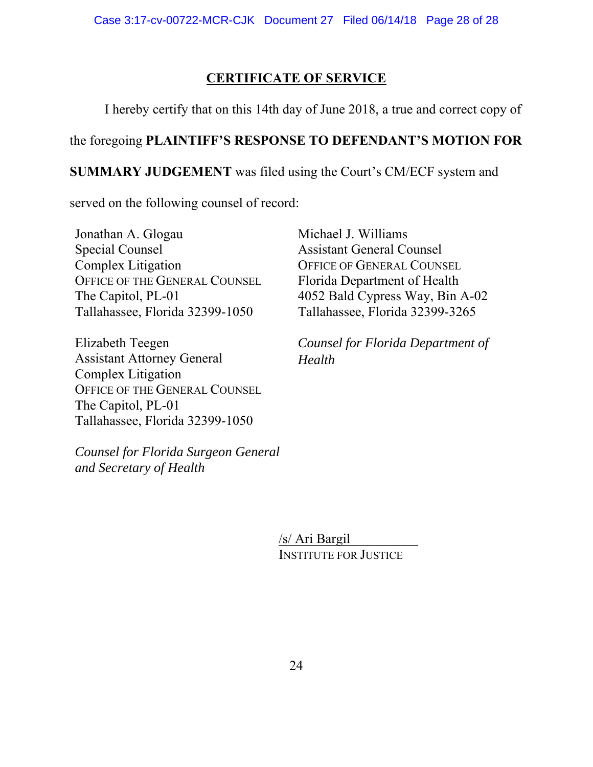## CERTIFICATE OF SERVICE

I hereby certify that on this 14th day of June 2018, a true and correct copy of the foregoing **PLAINTIFF'S RESPONSE TO DEFENDANT'S MOTION FOR SUMMARY JUDGEMENT** was filed using the Court's CM/ECF system and served on the following counsel of record:

Jonathan A. Glogau
Special Counsel
Complex Litigation
OFFICE OF THE GENERAL COUNSEL
The Capitol, PL-01
Tallahassee, Florida 32399-1050

Elizabeth Teegen
Assistant Attorney General
Complex Litigation
OFFICE OF THE GENERAL COUNSEL
The Capitol, PL-01
Tallahassee, Florida 32399-1050

*Counsel for Florida Surgeon General and Secretary of Health*

Michael J. Williams
Assistant General Counsel
OFFICE OF GENERAL COUNSEL
Florida Department of Health
4052 Bald Cypress Way, Bin A-02
Tallahassee, Florida 32399-3265

*Counsel for Florida Department of Health*

/s/ Ari Bargil
INSTITUTE FOR JUSTICE